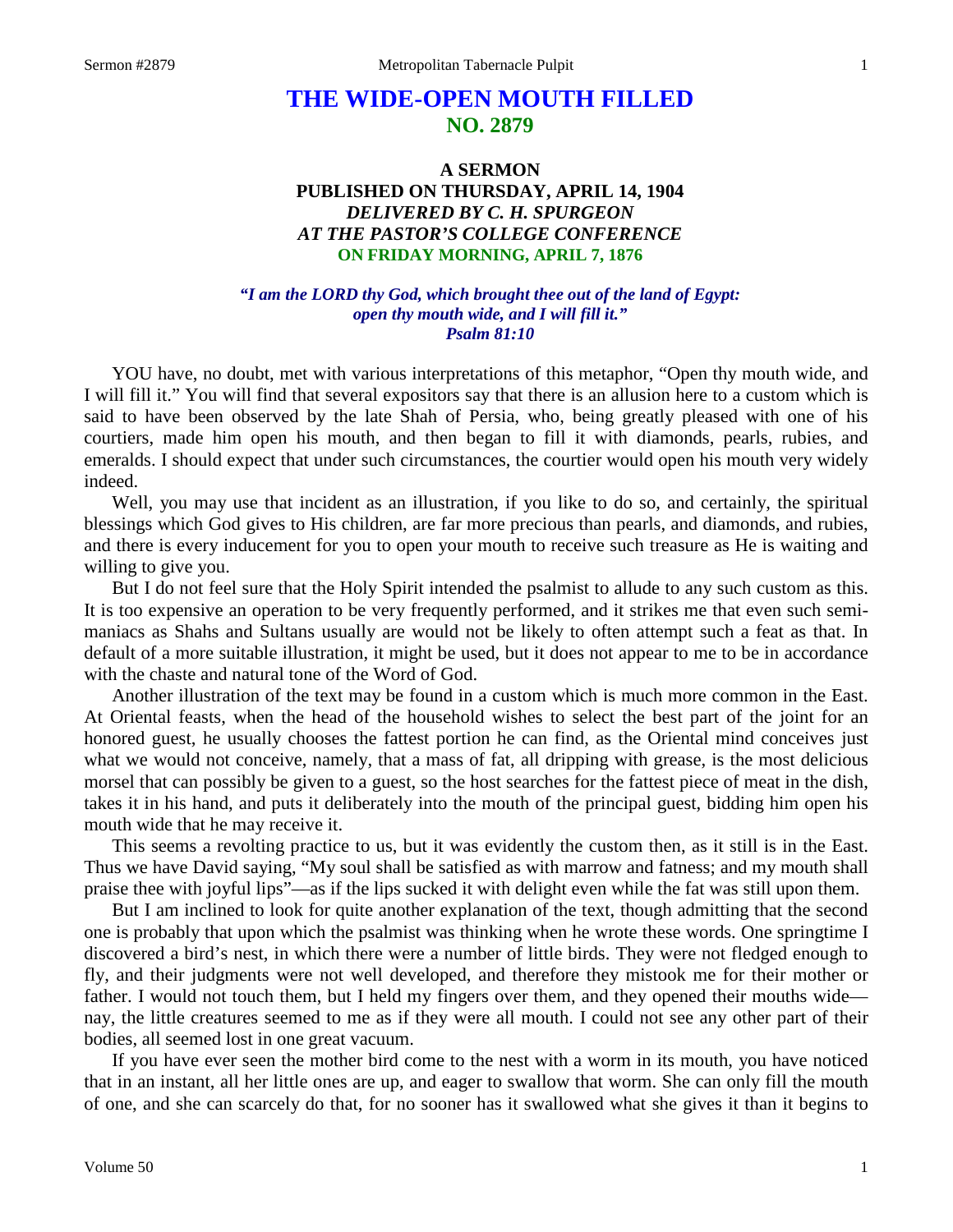# THE WIDE-OPEN MOUTH FILLED
## NO. 2879

### A SERMON
### PUBLISHED ON THURSDAY, APRIL 14, 1904
### *DELIVERED BY C. H. SPURGEON*
### *AT THE PASTOR'S COLLEGE CONFERENCE*
### ON FRIDAY MORNING, APRIL 7, 1876

***"I am the LORD thy God, which brought thee out of the land of Egypt: open thy mouth wide, and I will fill it." Psalm 81:10***

YOU have, no doubt, met with various interpretations of this metaphor, "Open thy mouth wide, and I will fill it." You will find that several expositors say that there is an allusion here to a custom which is said to have been observed by the late Shah of Persia, who, being greatly pleased with one of his courtiers, made him open his mouth, and then began to fill it with diamonds, pearls, rubies, and emeralds. I should expect that under such circumstances, the courtier would open his mouth very widely indeed.

Well, you may use that incident as an illustration, if you like to do so, and certainly, the spiritual blessings which God gives to His children, are far more precious than pearls, and diamonds, and rubies, and there is every inducement for you to open your mouth to receive such treasure as He is waiting and willing to give you.

But I do not feel sure that the Holy Spirit intended the psalmist to allude to any such custom as this. It is too expensive an operation to be very frequently performed, and it strikes me that even such semi-maniacs as Shahs and Sultans usually are would not be likely to often attempt such a feat as that. In default of a more suitable illustration, it might be used, but it does not appear to me to be in accordance with the chaste and natural tone of the Word of God.

Another illustration of the text may be found in a custom which is much more common in the East. At Oriental feasts, when the head of the household wishes to select the best part of the joint for an honored guest, he usually chooses the fattest portion he can find, as the Oriental mind conceives just what we would not conceive, namely, that a mass of fat, all dripping with grease, is the most delicious morsel that can possibly be given to a guest, so the host searches for the fattest piece of meat in the dish, takes it in his hand, and puts it deliberately into the mouth of the principal guest, bidding him open his mouth wide that he may receive it.

This seems a revolting practice to us, but it was evidently the custom then, as it still is in the East. Thus we have David saying, "My soul shall be satisfied as with marrow and fatness; and my mouth shall praise thee with joyful lips"—as if the lips sucked it with delight even while the fat was still upon them.

But I am inclined to look for quite another explanation of the text, though admitting that the second one is probably that upon which the psalmist was thinking when he wrote these words. One springtime I discovered a bird's nest, in which there were a number of little birds. They were not fledged enough to fly, and their judgments were not well developed, and therefore they mistook me for their mother or father. I would not touch them, but I held my fingers over them, and they opened their mouths wide—nay, the little creatures seemed to me as if they were all mouth. I could not see any other part of their bodies, all seemed lost in one great vacuum.

If you have ever seen the mother bird come to the nest with a worm in its mouth, you have noticed that in an instant, all her little ones are up, and eager to swallow that worm. She can only fill the mouth of one, and she can scarcely do that, for no sooner has it swallowed what she gives it than it begins to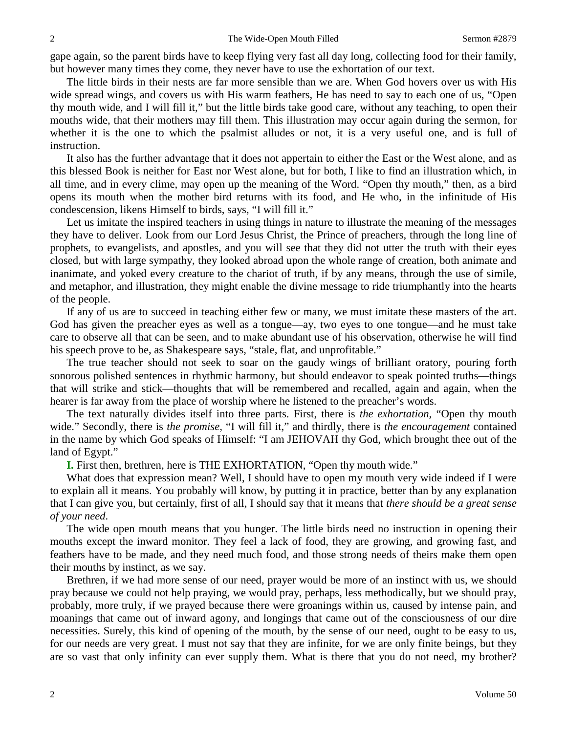gape again, so the parent birds have to keep flying very fast all day long, collecting food for their family, but however many times they come, they never have to use the exhortation of our text.

The little birds in their nests are far more sensible than we are. When God hovers over us with His wide spread wings, and covers us with His warm feathers, He has need to say to each one of us, "Open thy mouth wide, and I will fill it," but the little birds take good care, without any teaching, to open their mouths wide, that their mothers may fill them. This illustration may occur again during the sermon, for whether it is the one to which the psalmist alludes or not, it is a very useful one, and is full of instruction.

It also has the further advantage that it does not appertain to either the East or the West alone, and as this blessed Book is neither for East nor West alone, but for both, I like to find an illustration which, in all time, and in every clime, may open up the meaning of the Word. "Open thy mouth," then, as a bird opens its mouth when the mother bird returns with its food, and He who, in the infinitude of His condescension, likens Himself to birds, says, "I will fill it."

Let us imitate the inspired teachers in using things in nature to illustrate the meaning of the messages they have to deliver. Look from our Lord Jesus Christ, the Prince of preachers, through the long line of prophets, to evangelists, and apostles, and you will see that they did not utter the truth with their eyes closed, but with large sympathy, they looked abroad upon the whole range of creation, both animate and inanimate, and yoked every creature to the chariot of truth, if by any means, through the use of simile, and metaphor, and illustration, they might enable the divine message to ride triumphantly into the hearts of the people.

If any of us are to succeed in teaching either few or many, we must imitate these masters of the art. God has given the preacher eyes as well as a tongue—ay, two eyes to one tongue—and he must take care to observe all that can be seen, and to make abundant use of his observation, otherwise he will find his speech prove to be, as Shakespeare says, "stale, flat, and unprofitable."

The true teacher should not seek to soar on the gaudy wings of brilliant oratory, pouring forth sonorous polished sentences in rhythmic harmony, but should endeavor to speak pointed truths—things that will strike and stick—thoughts that will be remembered and recalled, again and again, when the hearer is far away from the place of worship where he listened to the preacher's words.

The text naturally divides itself into three parts. First, there is *the exhortation,* "Open thy mouth wide." Secondly, there is *the promise,* "I will fill it," and thirdly, there is *the encouragement* contained in the name by which God speaks of Himself: "I am JEHOVAH thy God, which brought thee out of the land of Egypt."

**I.** First then, brethren, here is THE EXHORTATION, "Open thy mouth wide."

What does that expression mean? Well, I should have to open my mouth very wide indeed if I were to explain all it means. You probably will know, by putting it in practice, better than by any explanation that I can give you, but certainly, first of all, I should say that it means that *there should be a great sense of your need*.

The wide open mouth means that you hunger. The little birds need no instruction in opening their mouths except the inward monitor. They feel a lack of food, they are growing, and growing fast, and feathers have to be made, and they need much food, and those strong needs of theirs make them open their mouths by instinct, as we say.

Brethren, if we had more sense of our need, prayer would be more of an instinct with us, we should pray because we could not help praying, we would pray, perhaps, less methodically, but we should pray, probably, more truly, if we prayed because there were groanings within us, caused by intense pain, and moanings that came out of inward agony, and longings that came out of the consciousness of our dire necessities. Surely, this kind of opening of the mouth, by the sense of our need, ought to be easy to us, for our needs are very great. I must not say that they are infinite, for we are only finite beings, but they are so vast that only infinity can ever supply them. What is there that you do not need, my brother?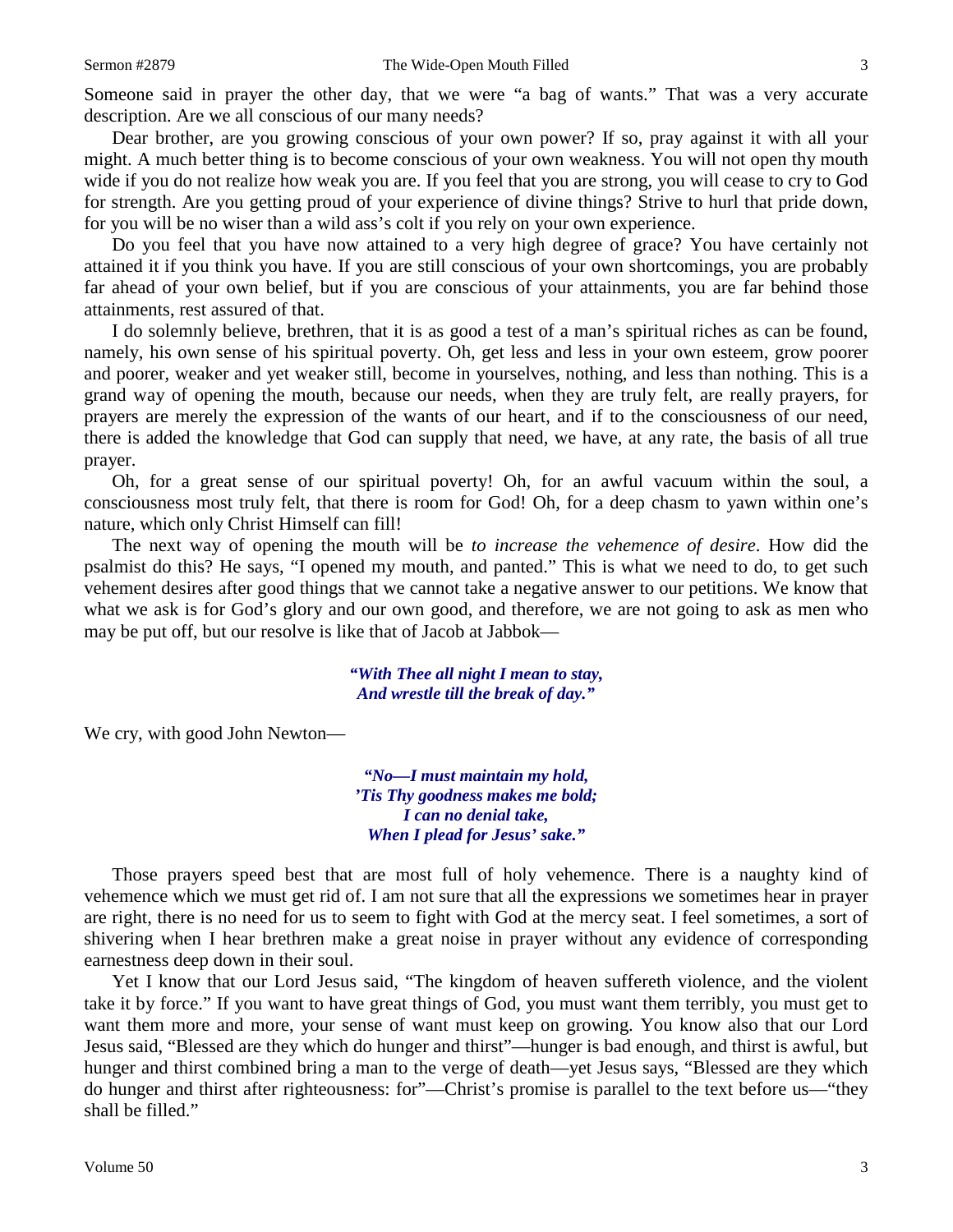Someone said in prayer the other day, that we were "a bag of wants." That was a very accurate description. Are we all conscious of our many needs?

Dear brother, are you growing conscious of your own power? If so, pray against it with all your might. A much better thing is to become conscious of your own weakness. You will not open thy mouth wide if you do not realize how weak you are. If you feel that you are strong, you will cease to cry to God for strength. Are you getting proud of your experience of divine things? Strive to hurl that pride down, for you will be no wiser than a wild ass's colt if you rely on your own experience.

Do you feel that you have now attained to a very high degree of grace? You have certainly not attained it if you think you have. If you are still conscious of your own shortcomings, you are probably far ahead of your own belief, but if you are conscious of your attainments, you are far behind those attainments, rest assured of that.

I do solemnly believe, brethren, that it is as good a test of a man's spiritual riches as can be found, namely, his own sense of his spiritual poverty. Oh, get less and less in your own esteem, grow poorer and poorer, weaker and yet weaker still, become in yourselves, nothing, and less than nothing. This is a grand way of opening the mouth, because our needs, when they are truly felt, are really prayers, for prayers are merely the expression of the wants of our heart, and if to the consciousness of our need, there is added the knowledge that God can supply that need, we have, at any rate, the basis of all true prayer.

Oh, for a great sense of our spiritual poverty! Oh, for an awful vacuum within the soul, a consciousness most truly felt, that there is room for God! Oh, for a deep chasm to yawn within one's nature, which only Christ Himself can fill!

The next way of opening the mouth will be *to increase the vehemence of desire*. How did the psalmist do this? He says, "I opened my mouth, and panted." This is what we need to do, to get such vehement desires after good things that we cannot take a negative answer to our petitions. We know that what we ask is for God's glory and our own good, and therefore, we are not going to ask as men who may be put off, but our resolve is like that of Jacob at Jabbok—

> ***"With Thee all night I mean to stay,***
> ***And wrestle till the break of day."***

We cry, with good John Newton—

> ***"No—I must maintain my hold,***
> ***'Tis Thy goodness makes me bold;***
> ***I can no denial take,***
> ***When I plead for Jesus' sake."***

Those prayers speed best that are most full of holy vehemence. There is a naughty kind of vehemence which we must get rid of. I am not sure that all the expressions we sometimes hear in prayer are right, there is no need for us to seem to fight with God at the mercy seat. I feel sometimes, a sort of shivering when I hear brethren make a great noise in prayer without any evidence of corresponding earnestness deep down in their soul.

Yet I know that our Lord Jesus said, "The kingdom of heaven suffereth violence, and the violent take it by force." If you want to have great things of God, you must want them terribly, you must get to want them more and more, your sense of want must keep on growing. You know also that our Lord Jesus said, "Blessed are they which do hunger and thirst"—hunger is bad enough, and thirst is awful, but hunger and thirst combined bring a man to the verge of death—yet Jesus says, "Blessed are they which do hunger and thirst after righteousness: for"—Christ's promise is parallel to the text before us—"they shall be filled."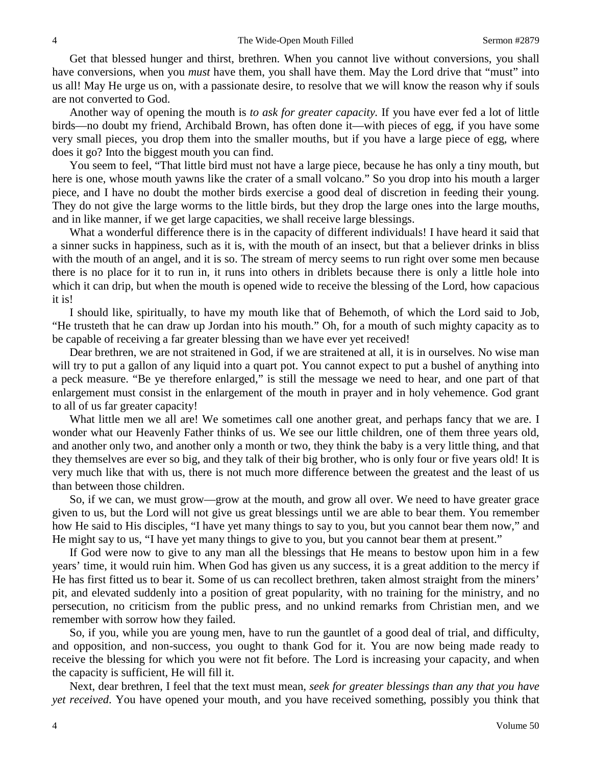Get that blessed hunger and thirst, brethren. When you cannot live without conversions, you shall have conversions, when you *must* have them, you shall have them. May the Lord drive that "must" into us all! May He urge us on, with a passionate desire, to resolve that we will know the reason why if souls are not converted to God.

Another way of opening the mouth is *to ask for greater capacity.* If you have ever fed a lot of little birds—no doubt my friend, Archibald Brown, has often done it—with pieces of egg, if you have some very small pieces, you drop them into the smaller mouths, but if you have a large piece of egg, where does it go? Into the biggest mouth you can find.

You seem to feel, "That little bird must not have a large piece, because he has only a tiny mouth, but here is one, whose mouth yawns like the crater of a small volcano." So you drop into his mouth a larger piece, and I have no doubt the mother birds exercise a good deal of discretion in feeding their young. They do not give the large worms to the little birds, but they drop the large ones into the large mouths, and in like manner, if we get large capacities, we shall receive large blessings.

What a wonderful difference there is in the capacity of different individuals! I have heard it said that a sinner sucks in happiness, such as it is, with the mouth of an insect, but that a believer drinks in bliss with the mouth of an angel, and it is so. The stream of mercy seems to run right over some men because there is no place for it to run in, it runs into others in driblets because there is only a little hole into which it can drip, but when the mouth is opened wide to receive the blessing of the Lord, how capacious it is!

I should like, spiritually, to have my mouth like that of Behemoth, of which the Lord said to Job, "He trusteth that he can draw up Jordan into his mouth." Oh, for a mouth of such mighty capacity as to be capable of receiving a far greater blessing than we have ever yet received!

Dear brethren, we are not straitened in God, if we are straitened at all, it is in ourselves. No wise man will try to put a gallon of any liquid into a quart pot. You cannot expect to put a bushel of anything into a peck measure. "Be ye therefore enlarged," is still the message we need to hear, and one part of that enlargement must consist in the enlargement of the mouth in prayer and in holy vehemence. God grant to all of us far greater capacity!

What little men we all are! We sometimes call one another great, and perhaps fancy that we are. I wonder what our Heavenly Father thinks of us. We see our little children, one of them three years old, and another only two, and another only a month or two, they think the baby is a very little thing, and that they themselves are ever so big, and they talk of their big brother, who is only four or five years old! It is very much like that with us, there is not much more difference between the greatest and the least of us than between those children.

So, if we can, we must grow—grow at the mouth, and grow all over. We need to have greater grace given to us, but the Lord will not give us great blessings until we are able to bear them. You remember how He said to His disciples, "I have yet many things to say to you, but you cannot bear them now," and He might say to us, "I have yet many things to give to you, but you cannot bear them at present."

If God were now to give to any man all the blessings that He means to bestow upon him in a few years' time, it would ruin him. When God has given us any success, it is a great addition to the mercy if He has first fitted us to bear it. Some of us can recollect brethren, taken almost straight from the miners' pit, and elevated suddenly into a position of great popularity, with no training for the ministry, and no persecution, no criticism from the public press, and no unkind remarks from Christian men, and we remember with sorrow how they failed.

So, if you, while you are young men, have to run the gauntlet of a good deal of trial, and difficulty, and opposition, and non-success, you ought to thank God for it. You are now being made ready to receive the blessing for which you were not fit before. The Lord is increasing your capacity, and when the capacity is sufficient, He will fill it.

Next, dear brethren, I feel that the text must mean, *seek for greater blessings than any that you have yet received*. You have opened your mouth, and you have received something, possibly you think that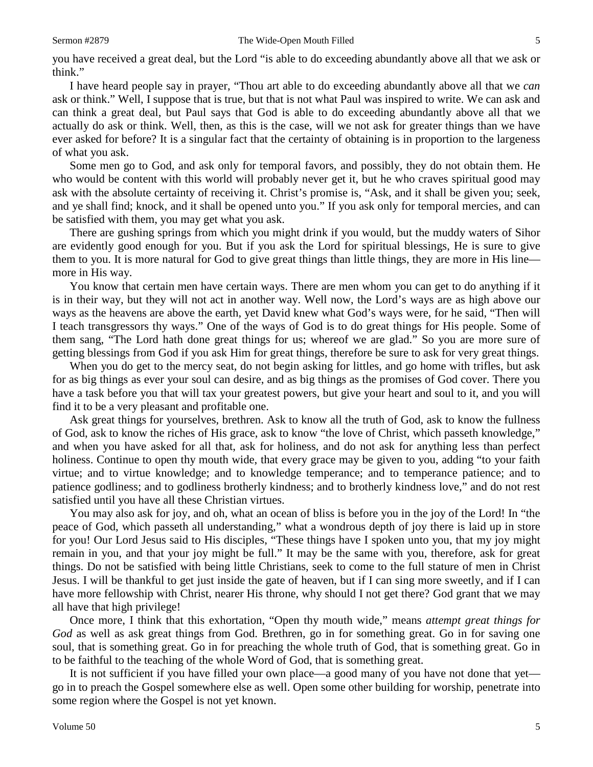you have received a great deal, but the Lord "is able to do exceeding abundantly above all that we ask or think."

I have heard people say in prayer, "Thou art able to do exceeding abundantly above all that we *can* ask or think." Well, I suppose that is true, but that is not what Paul was inspired to write. We can ask and can think a great deal, but Paul says that God is able to do exceeding abundantly above all that we actually do ask or think. Well, then, as this is the case, will we not ask for greater things than we have ever asked for before? It is a singular fact that the certainty of obtaining is in proportion to the largeness of what you ask.

Some men go to God, and ask only for temporal favors, and possibly, they do not obtain them. He who would be content with this world will probably never get it, but he who craves spiritual good may ask with the absolute certainty of receiving it. Christ's promise is, "Ask, and it shall be given you; seek, and ye shall find; knock, and it shall be opened unto you." If you ask only for temporal mercies, and can be satisfied with them, you may get what you ask.

There are gushing springs from which you might drink if you would, but the muddy waters of Sihor are evidently good enough for you. But if you ask the Lord for spiritual blessings, He is sure to give them to you. It is more natural for God to give great things than little things, they are more in His line—more in His way.

You know that certain men have certain ways. There are men whom you can get to do anything if it is in their way, but they will not act in another way. Well now, the Lord's ways are as high above our ways as the heavens are above the earth, yet David knew what God's ways were, for he said, "Then will I teach transgressors thy ways." One of the ways of God is to do great things for His people. Some of them sang, "The Lord hath done great things for us; whereof we are glad." So you are more sure of getting blessings from God if you ask Him for great things, therefore be sure to ask for very great things.

When you do get to the mercy seat, do not begin asking for littles, and go home with trifles, but ask for as big things as ever your soul can desire, and as big things as the promises of God cover. There you have a task before you that will tax your greatest powers, but give your heart and soul to it, and you will find it to be a very pleasant and profitable one.

Ask great things for yourselves, brethren. Ask to know all the truth of God, ask to know the fullness of God, ask to know the riches of His grace, ask to know "the love of Christ, which passeth knowledge," and when you have asked for all that, ask for holiness, and do not ask for anything less than perfect holiness. Continue to open thy mouth wide, that every grace may be given to you, adding "to your faith virtue; and to virtue knowledge; and to knowledge temperance; and to temperance patience; and to patience godliness; and to godliness brotherly kindness; and to brotherly kindness love," and do not rest satisfied until you have all these Christian virtues.

You may also ask for joy, and oh, what an ocean of bliss is before you in the joy of the Lord! In "the peace of God, which passeth all understanding," what a wondrous depth of joy there is laid up in store for you! Our Lord Jesus said to His disciples, "These things have I spoken unto you, that my joy might remain in you, and that your joy might be full." It may be the same with you, therefore, ask for great things. Do not be satisfied with being little Christians, seek to come to the full stature of men in Christ Jesus. I will be thankful to get just inside the gate of heaven, but if I can sing more sweetly, and if I can have more fellowship with Christ, nearer His throne, why should I not get there? God grant that we may all have that high privilege!

Once more, I think that this exhortation, "Open thy mouth wide," means *attempt great things for God* as well as ask great things from God. Brethren, go in for something great. Go in for saving one soul, that is something great. Go in for preaching the whole truth of God, that is something great. Go in to be faithful to the teaching of the whole Word of God, that is something great.

It is not sufficient if you have filled your own place—a good many of you have not done that yet—go in to preach the Gospel somewhere else as well. Open some other building for worship, penetrate into some region where the Gospel is not yet known.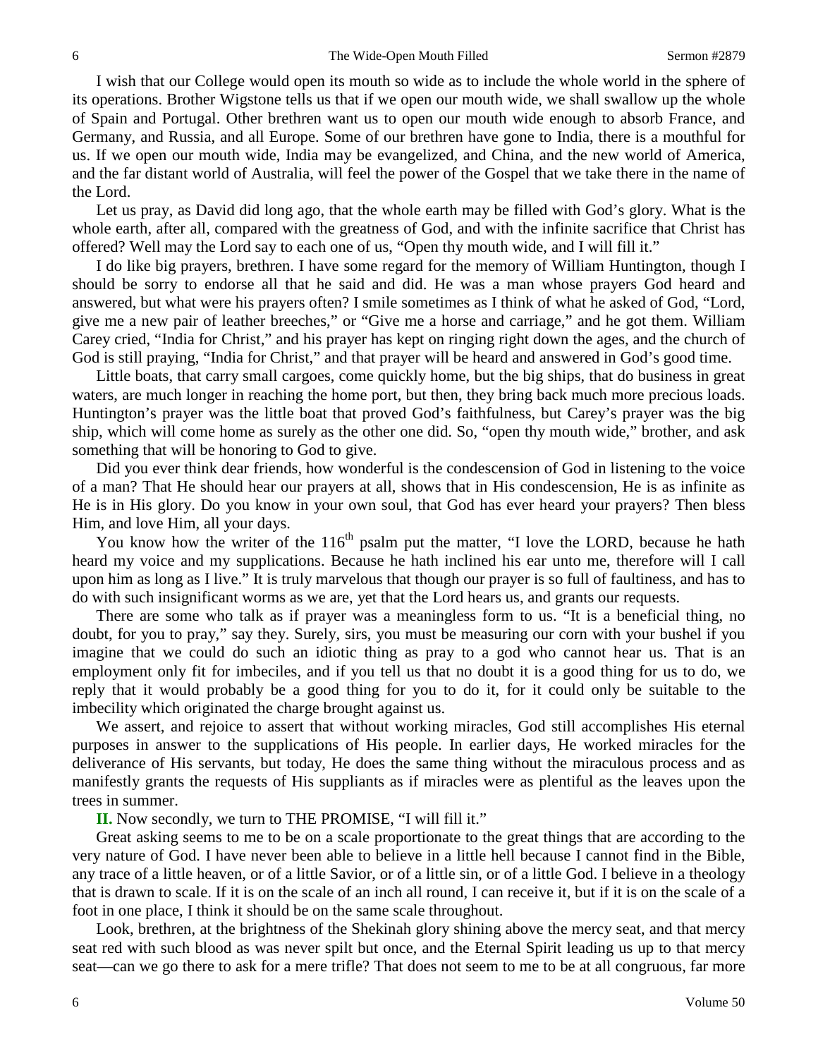I wish that our College would open its mouth so wide as to include the whole world in the sphere of its operations. Brother Wigstone tells us that if we open our mouth wide, we shall swallow up the whole of Spain and Portugal. Other brethren want us to open our mouth wide enough to absorb France, and Germany, and Russia, and all Europe. Some of our brethren have gone to India, there is a mouthful for us. If we open our mouth wide, India may be evangelized, and China, and the new world of America, and the far distant world of Australia, will feel the power of the Gospel that we take there in the name of the Lord.

Let us pray, as David did long ago, that the whole earth may be filled with God's glory. What is the whole earth, after all, compared with the greatness of God, and with the infinite sacrifice that Christ has offered? Well may the Lord say to each one of us, "Open thy mouth wide, and I will fill it."

I do like big prayers, brethren. I have some regard for the memory of William Huntington, though I should be sorry to endorse all that he said and did. He was a man whose prayers God heard and answered, but what were his prayers often? I smile sometimes as I think of what he asked of God, "Lord, give me a new pair of leather breeches," or "Give me a horse and carriage," and he got them. William Carey cried, "India for Christ," and his prayer has kept on ringing right down the ages, and the church of God is still praying, "India for Christ," and that prayer will be heard and answered in God's good time.

Little boats, that carry small cargoes, come quickly home, but the big ships, that do business in great waters, are much longer in reaching the home port, but then, they bring back much more precious loads. Huntington's prayer was the little boat that proved God's faithfulness, but Carey's prayer was the big ship, which will come home as surely as the other one did. So, "open thy mouth wide," brother, and ask something that will be honoring to God to give.

Did you ever think dear friends, how wonderful is the condescension of God in listening to the voice of a man? That He should hear our prayers at all, shows that in His condescension, He is as infinite as He is in His glory. Do you know in your own soul, that God has ever heard your prayers? Then bless Him, and love Him, all your days.

You know how the writer of the 116th psalm put the matter, "I love the LORD, because he hath heard my voice and my supplications. Because he hath inclined his ear unto me, therefore will I call upon him as long as I live." It is truly marvelous that though our prayer is so full of faultiness, and has to do with such insignificant worms as we are, yet that the Lord hears us, and grants our requests.

There are some who talk as if prayer was a meaningless form to us. "It is a beneficial thing, no doubt, for you to pray," say they. Surely, sirs, you must be measuring our corn with your bushel if you imagine that we could do such an idiotic thing as pray to a god who cannot hear us. That is an employment only fit for imbeciles, and if you tell us that no doubt it is a good thing for us to do, we reply that it would probably be a good thing for you to do it, for it could only be suitable to the imbecility which originated the charge brought against us.

We assert, and rejoice to assert that without working miracles, God still accomplishes His eternal purposes in answer to the supplications of His people. In earlier days, He worked miracles for the deliverance of His servants, but today, He does the same thing without the miraculous process and as manifestly grants the requests of His suppliants as if miracles were as plentiful as the leaves upon the trees in summer.

**II.** Now secondly, we turn to THE PROMISE, "I will fill it."

Great asking seems to me to be on a scale proportionate to the great things that are according to the very nature of God. I have never been able to believe in a little hell because I cannot find in the Bible, any trace of a little heaven, or of a little Savior, or of a little sin, or of a little God. I believe in a theology that is drawn to scale. If it is on the scale of an inch all round, I can receive it, but if it is on the scale of a foot in one place, I think it should be on the same scale throughout.

Look, brethren, at the brightness of the Shekinah glory shining above the mercy seat, and that mercy seat red with such blood as was never spilt but once, and the Eternal Spirit leading us up to that mercy seat—can we go there to ask for a mere trifle? That does not seem to me to be at all congruous, far more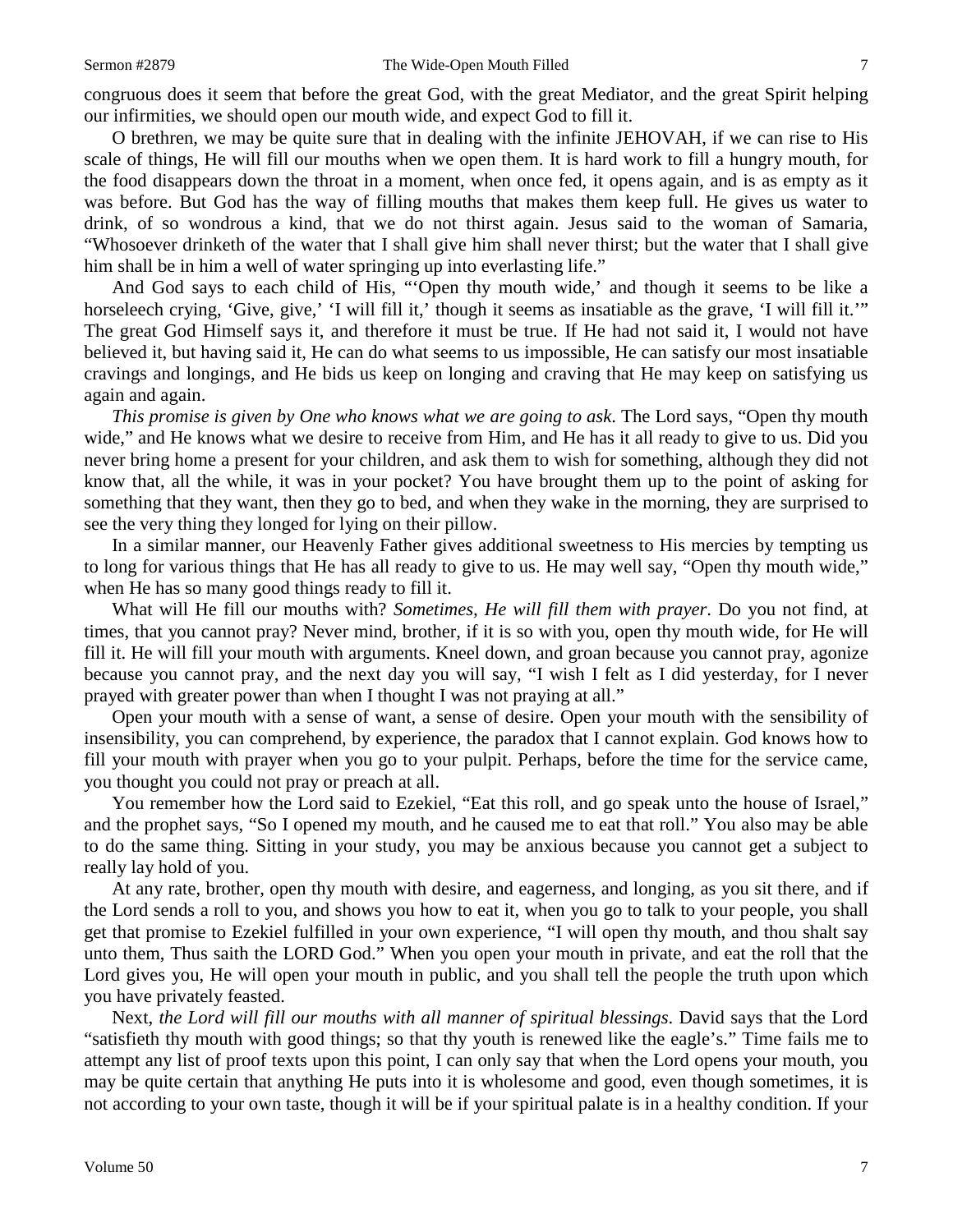congruous does it seem that before the great God, with the great Mediator, and the great Spirit helping our infirmities, we should open our mouth wide, and expect God to fill it.

O brethren, we may be quite sure that in dealing with the infinite JEHOVAH, if we can rise to His scale of things, He will fill our mouths when we open them. It is hard work to fill a hungry mouth, for the food disappears down the throat in a moment, when once fed, it opens again, and is as empty as it was before. But God has the way of filling mouths that makes them keep full. He gives us water to drink, of so wondrous a kind, that we do not thirst again. Jesus said to the woman of Samaria, "Whosoever drinketh of the water that I shall give him shall never thirst; but the water that I shall give him shall be in him a well of water springing up into everlasting life."

And God says to each child of His, "'Open thy mouth wide,' and though it seems to be like a horseleech crying, 'Give, give,' 'I will fill it,' though it seems as insatiable as the grave, 'I will fill it.'" The great God Himself says it, and therefore it must be true. If He had not said it, I would not have believed it, but having said it, He can do what seems to us impossible, He can satisfy our most insatiable cravings and longings, and He bids us keep on longing and craving that He may keep on satisfying us again and again.

*This promise is given by One who knows what we are going to ask*. The Lord says, "Open thy mouth wide," and He knows what we desire to receive from Him, and He has it all ready to give to us. Did you never bring home a present for your children, and ask them to wish for something, although they did not know that, all the while, it was in your pocket? You have brought them up to the point of asking for something that they want, then they go to bed, and when they wake in the morning, they are surprised to see the very thing they longed for lying on their pillow.

In a similar manner, our Heavenly Father gives additional sweetness to His mercies by tempting us to long for various things that He has all ready to give to us. He may well say, "Open thy mouth wide," when He has so many good things ready to fill it.

What will He fill our mouths with? *Sometimes, He will fill them with prayer*. Do you not find, at times, that you cannot pray? Never mind, brother, if it is so with you, open thy mouth wide, for He will fill it. He will fill your mouth with arguments. Kneel down, and groan because you cannot pray, agonize because you cannot pray, and the next day you will say, "I wish I felt as I did yesterday, for I never prayed with greater power than when I thought I was not praying at all."

Open your mouth with a sense of want, a sense of desire. Open your mouth with the sensibility of insensibility, you can comprehend, by experience, the paradox that I cannot explain. God knows how to fill your mouth with prayer when you go to your pulpit. Perhaps, before the time for the service came, you thought you could not pray or preach at all.

You remember how the Lord said to Ezekiel, "Eat this roll, and go speak unto the house of Israel," and the prophet says, "So I opened my mouth, and he caused me to eat that roll." You also may be able to do the same thing. Sitting in your study, you may be anxious because you cannot get a subject to really lay hold of you.

At any rate, brother, open thy mouth with desire, and eagerness, and longing, as you sit there, and if the Lord sends a roll to you, and shows you how to eat it, when you go to talk to your people, you shall get that promise to Ezekiel fulfilled in your own experience, "I will open thy mouth, and thou shalt say unto them, Thus saith the LORD God." When you open your mouth in private, and eat the roll that the Lord gives you, He will open your mouth in public, and you shall tell the people the truth upon which you have privately feasted.

Next, *the Lord will fill our mouths with all manner of spiritual blessings*. David says that the Lord "satisfieth thy mouth with good things; so that thy youth is renewed like the eagle's." Time fails me to attempt any list of proof texts upon this point, I can only say that when the Lord opens your mouth, you may be quite certain that anything He puts into it is wholesome and good, even though sometimes, it is not according to your own taste, though it will be if your spiritual palate is in a healthy condition. If your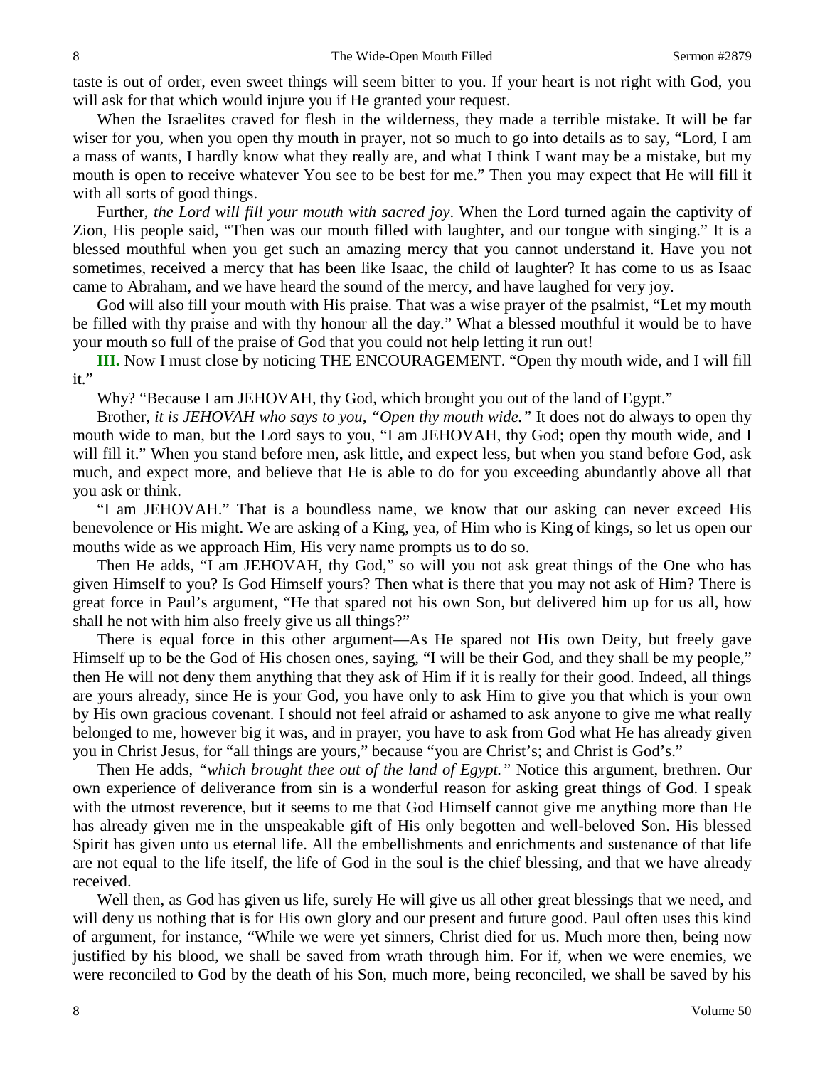taste is out of order, even sweet things will seem bitter to you. If your heart is not right with God, you will ask for that which would injure you if He granted your request.

When the Israelites craved for flesh in the wilderness, they made a terrible mistake. It will be far wiser for you, when you open thy mouth in prayer, not so much to go into details as to say, "Lord, I am a mass of wants, I hardly know what they really are, and what I think I want may be a mistake, but my mouth is open to receive whatever You see to be best for me." Then you may expect that He will fill it with all sorts of good things.

Further, *the Lord will fill your mouth with sacred joy*. When the Lord turned again the captivity of Zion, His people said, "Then was our mouth filled with laughter, and our tongue with singing." It is a blessed mouthful when you get such an amazing mercy that you cannot understand it. Have you not sometimes, received a mercy that has been like Isaac, the child of laughter? It has come to us as Isaac came to Abraham, and we have heard the sound of the mercy, and have laughed for very joy.

God will also fill your mouth with His praise. That was a wise prayer of the psalmist, "Let my mouth be filled with thy praise and with thy honour all the day." What a blessed mouthful it would be to have your mouth so full of the praise of God that you could not help letting it run out!

**III.** Now I must close by noticing THE ENCOURAGEMENT. "Open thy mouth wide, and I will fill it."

Why? "Because I am JEHOVAH, thy God, which brought you out of the land of Egypt."

Brother, *it is JEHOVAH who says to you, "Open thy mouth wide."* It does not do always to open thy mouth wide to man, but the Lord says to you, "I am JEHOVAH, thy God; open thy mouth wide, and I will fill it." When you stand before men, ask little, and expect less, but when you stand before God, ask much, and expect more, and believe that He is able to do for you exceeding abundantly above all that you ask or think.

"I am JEHOVAH." That is a boundless name, we know that our asking can never exceed His benevolence or His might. We are asking of a King, yea, of Him who is King of kings, so let us open our mouths wide as we approach Him, His very name prompts us to do so.

Then He adds, "I am JEHOVAH, thy God," so will you not ask great things of the One who has given Himself to you? Is God Himself yours? Then what is there that you may not ask of Him? There is great force in Paul's argument, "He that spared not his own Son, but delivered him up for us all, how shall he not with him also freely give us all things?"

There is equal force in this other argument—As He spared not His own Deity, but freely gave Himself up to be the God of His chosen ones, saying, "I will be their God, and they shall be my people," then He will not deny them anything that they ask of Him if it is really for their good. Indeed, all things are yours already, since He is your God, you have only to ask Him to give you that which is your own by His own gracious covenant. I should not feel afraid or ashamed to ask anyone to give me what really belonged to me, however big it was, and in prayer, you have to ask from God what He has already given you in Christ Jesus, for "all things are yours," because "you are Christ's; and Christ is God's."

Then He adds, *"which brought thee out of the land of Egypt."* Notice this argument, brethren. Our own experience of deliverance from sin is a wonderful reason for asking great things of God. I speak with the utmost reverence, but it seems to me that God Himself cannot give me anything more than He has already given me in the unspeakable gift of His only begotten and well-beloved Son. His blessed Spirit has given unto us eternal life. All the embellishments and enrichments and sustenance of that life are not equal to the life itself, the life of God in the soul is the chief blessing, and that we have already received.

Well then, as God has given us life, surely He will give us all other great blessings that we need, and will deny us nothing that is for His own glory and our present and future good. Paul often uses this kind of argument, for instance, "While we were yet sinners, Christ died for us. Much more then, being now justified by his blood, we shall be saved from wrath through him. For if, when we were enemies, we were reconciled to God by the death of his Son, much more, being reconciled, we shall be saved by his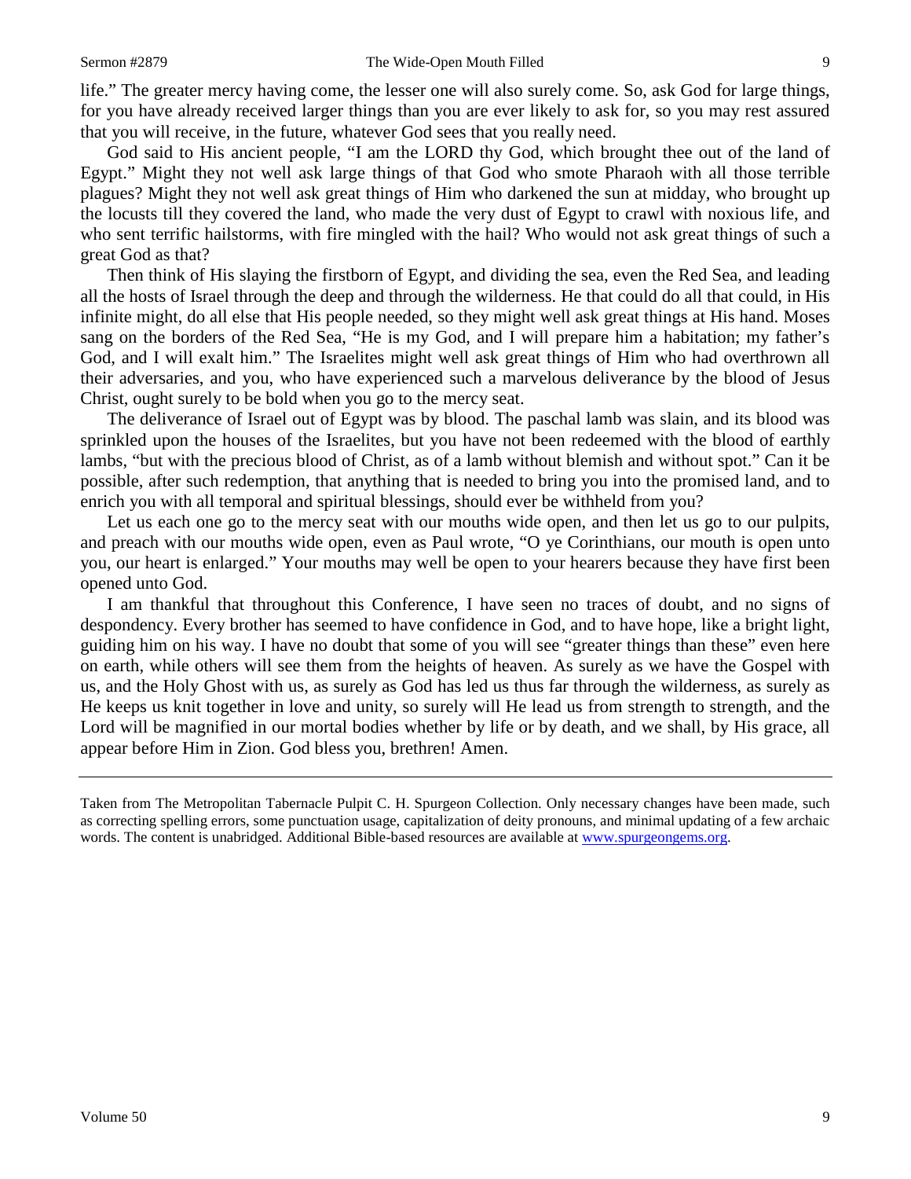life." The greater mercy having come, the lesser one will also surely come. So, ask God for large things, for you have already received larger things than you are ever likely to ask for, so you may rest assured that you will receive, in the future, whatever God sees that you really need.

God said to His ancient people, "I am the LORD thy God, which brought thee out of the land of Egypt." Might they not well ask large things of that God who smote Pharaoh with all those terrible plagues? Might they not well ask great things of Him who darkened the sun at midday, who brought up the locusts till they covered the land, who made the very dust of Egypt to crawl with noxious life, and who sent terrific hailstorms, with fire mingled with the hail? Who would not ask great things of such a great God as that?

Then think of His slaying the firstborn of Egypt, and dividing the sea, even the Red Sea, and leading all the hosts of Israel through the deep and through the wilderness. He that could do all that could, in His infinite might, do all else that His people needed, so they might well ask great things at His hand. Moses sang on the borders of the Red Sea, "He is my God, and I will prepare him a habitation; my father's God, and I will exalt him." The Israelites might well ask great things of Him who had overthrown all their adversaries, and you, who have experienced such a marvelous deliverance by the blood of Jesus Christ, ought surely to be bold when you go to the mercy seat.

The deliverance of Israel out of Egypt was by blood. The paschal lamb was slain, and its blood was sprinkled upon the houses of the Israelites, but you have not been redeemed with the blood of earthly lambs, "but with the precious blood of Christ, as of a lamb without blemish and without spot." Can it be possible, after such redemption, that anything that is needed to bring you into the promised land, and to enrich you with all temporal and spiritual blessings, should ever be withheld from you?

Let us each one go to the mercy seat with our mouths wide open, and then let us go to our pulpits, and preach with our mouths wide open, even as Paul wrote, "O ye Corinthians, our mouth is open unto you, our heart is enlarged." Your mouths may well be open to your hearers because they have first been opened unto God.

I am thankful that throughout this Conference, I have seen no traces of doubt, and no signs of despondency. Every brother has seemed to have confidence in God, and to have hope, like a bright light, guiding him on his way. I have no doubt that some of you will see "greater things than these" even here on earth, while others will see them from the heights of heaven. As surely as we have the Gospel with us, and the Holy Ghost with us, as surely as God has led us thus far through the wilderness, as surely as He keeps us knit together in love and unity, so surely will He lead us from strength to strength, and the Lord will be magnified in our mortal bodies whether by life or by death, and we shall, by His grace, all appear before Him in Zion. God bless you, brethren! Amen.

---

Taken from The Metropolitan Tabernacle Pulpit C. H. Spurgeon Collection. Only necessary changes have been made, such as correcting spelling errors, some punctuation usage, capitalization of deity pronouns, and minimal updating of a few archaic words. The content is unabridged. Additional Bible-based resources are available at www.spurgeongems.org.